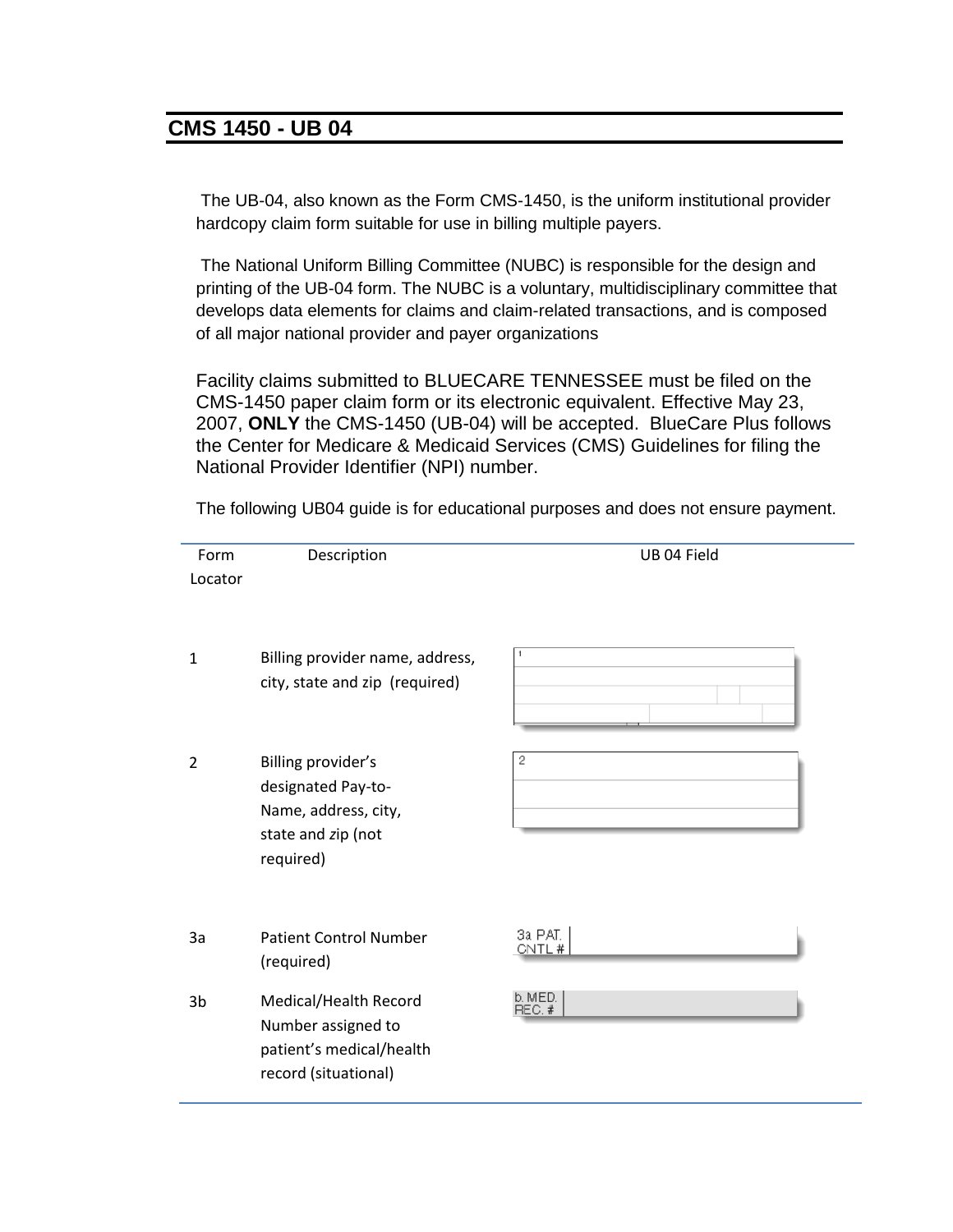# CMS 1450 - UB 04

The UB-04, also known as the Form CMS-1450, is the uniform institutional provider hardcopy claim form suitable for use in billing multiple payers.

The National Uniform Billing Committee (NUBC) is responsible for the design and printing of the UB-04 form. The NUBC is a voluntary, multidisciplinary committee that develops data elements for claims and claim-related transactions, and is composed of all major national provider and payer organizations

Facility claims submitted to BLUECARE TENNESSEE must be filed on the CMS-1450 paper claim form or its electronic equivalent. Effective May 23, 2007, **ONLY** the CMS-1450 (UB-04) will be accepted. BlueCare Plus follows the Center for Medicare & Medicaid Services (CMS) Guidelines for filing the National Provider Identifier (NPI) number.

The following UB04 guide is for educational purposes and does not ensure payment.

| Form Locator | Description | UB 04 Field |
|---|---|---|
| 1 | Billing provider name, address, city, state and zip (required) | 1 |
| 2 | Billing provider's designated Pay-to-Name, address, city, state and zip (not required) | 2 |
| 3a | Patient Control Number (required) | 3a PAT. CNTL # |
| 3b | Medical/Health Record Number assigned to patient's medical/health record (situational) | b. MED. REC. # |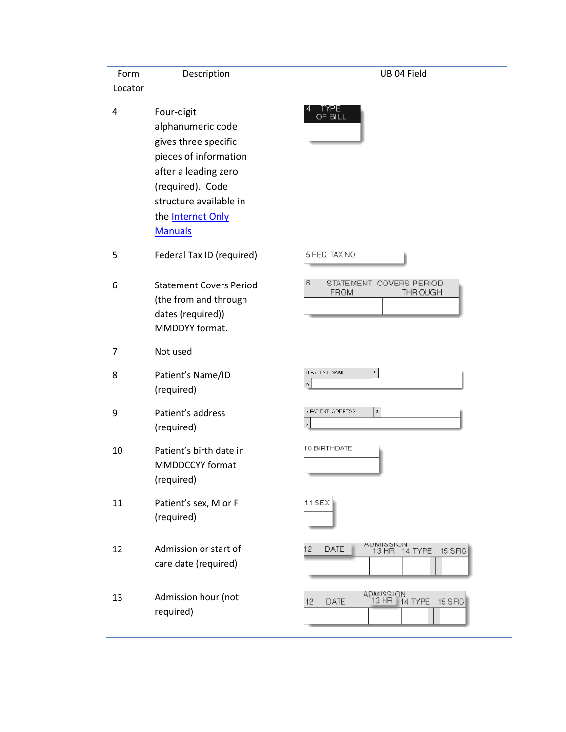| Form Locator | Description | UB 04 Field |
|---|---|---|
| 4 | Four-digit alphanumeric code gives three specific pieces of information after a leading zero (required). Code structure available in the [Internet Only Manuals]() | 4 TYPE OF BILL |
| 5 | Federal Tax ID (required) | 5 FED. TAX NO. |
| 6 | Statement Covers Period (the from and through dates (required)) MMDDYY format. | 6 STATEMENT COVERS PERIOD FROM THROUGH |
| 7 | Not used | |
| 8 | Patient's Name/ID (required) | 8 PATIENT NAME a b |
| 9 | Patient's address (required) | 9 PATIENT ADDRESS a b |
| 10 | Patient's birth date in MMDDCCYY format (required) | 10 BIRTHDATE |
| 11 | Patient's sex, M or F (required) | 11 SEX |
| 12 | Admission or start of care date (required) | ADMISSION 12 DATE 13 HR 14 TYPE 15 SRC |
| 13 | Admission hour (not required) | ADMISSION 12 DATE 13 HR 14 TYPE 15 SRC |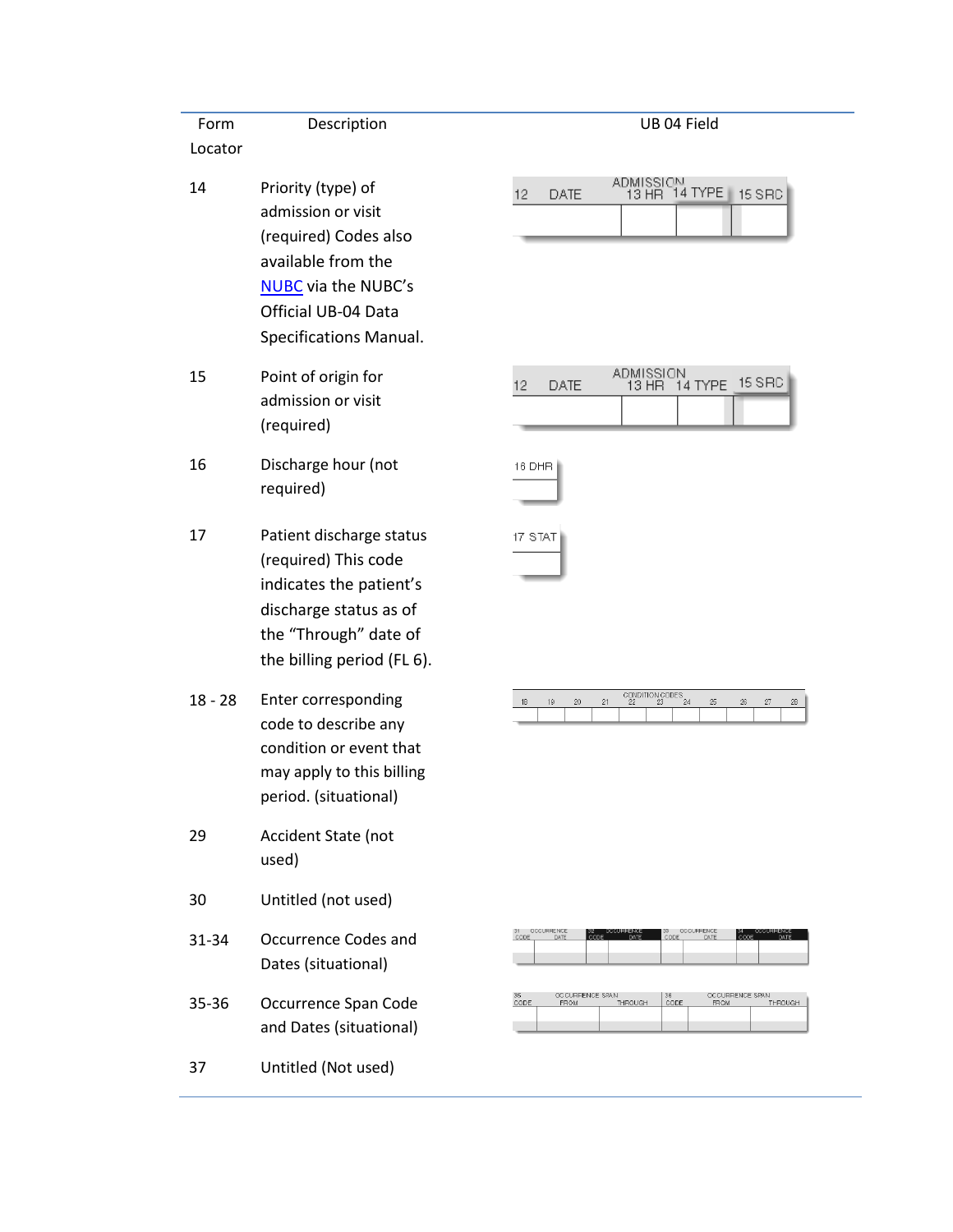| Form Locator | Description | UB 04 Field |
|---|---|---|
| 14 | Priority (type) of admission or visit (required) Codes also available from the NUBC via the NUBC's Official UB-04 Data Specifications Manual. | 12 DATE ADMISSION 13 HR 14 TYPE 15 SRC |
| 15 | Point of origin for admission or visit (required) | 12 DATE ADMISSION 13 HR 14 TYPE 15 SRC |
| 16 | Discharge hour (not required) | 16 DHR |
| 17 | Patient discharge status (required) This code indicates the patient's discharge status as of the "Through" date of the billing period (FL 6). | 17 STAT |
| 18 - 28 | Enter corresponding code to describe any condition or event that may apply to this billing period. (situational) | CONDITION CODES 18 19 20 21 22 23 24 25 26 27 28 |
| 29 | Accident State (not used) | |
| 30 | Untitled (not used) | |
| 31-34 | Occurrence Codes and Dates (situational) | 31 OCCURRENCE CODE DATE 32 OCCURRENCE CODE DATE 33 OCCURRENCE CODE DATE 34 OCCURRENCE CODE DATE |
| 35-36 | Occurrence Span Code and Dates (situational) | 35 CODE OCCURRENCE SPAN FROM THROUGH 36 CODE OCCURRENCE SPAN FROM THROUGH |
| 37 | Untitled (Not used) | |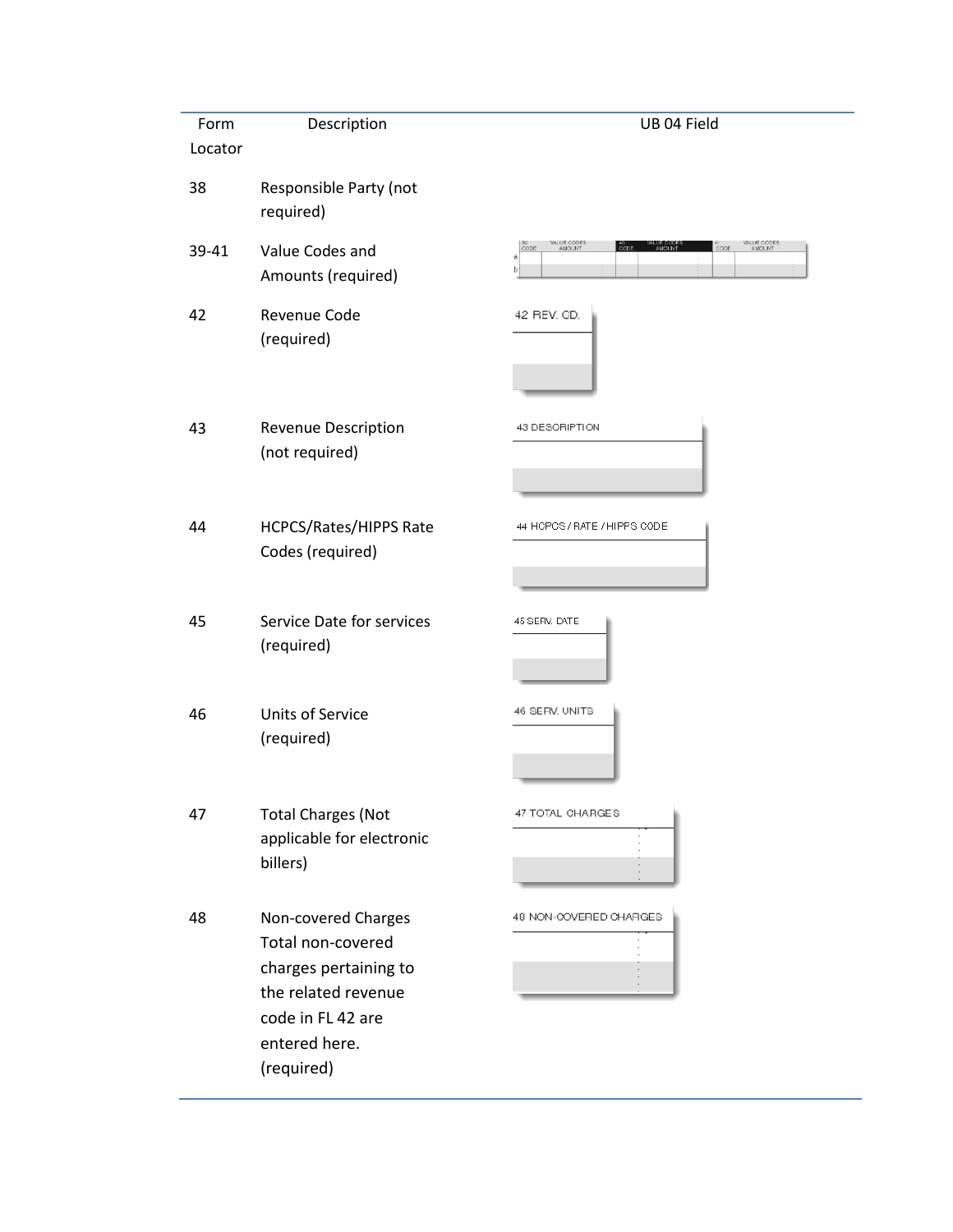| Form Locator | Description | UB 04 Field |
| --- | --- | --- |
| 38 | Responsible Party (not required) | |
| 39-41 | Value Codes and Amounts (required) | 39 CODE VALUE CODES AMOUNT 40 CODE VALUE CODES AMOUNT 41 CODE VALUE CODES AMOUNT |
| 42 | Revenue Code (required) | 42 REV. CD. |
| 43 | Revenue Description (not required) | 43 DESCRIPTION |
| 44 | HCPCS/Rates/HIPPS Rate Codes (required) | 44 HCPCS / RATE / HIPPS CODE |
| 45 | Service Date for services (required) | 45 SERV. DATE |
| 46 | Units of Service (required) | 46 SERV. UNITS |
| 47 | Total Charges (Not applicable for electronic billers) | 47 TOTAL CHARGES |
| 48 | Non-covered Charges Total non-covered charges pertaining to the related revenue code in FL 42 are entered here. (required) | 48 NON-COVERED CHARGES |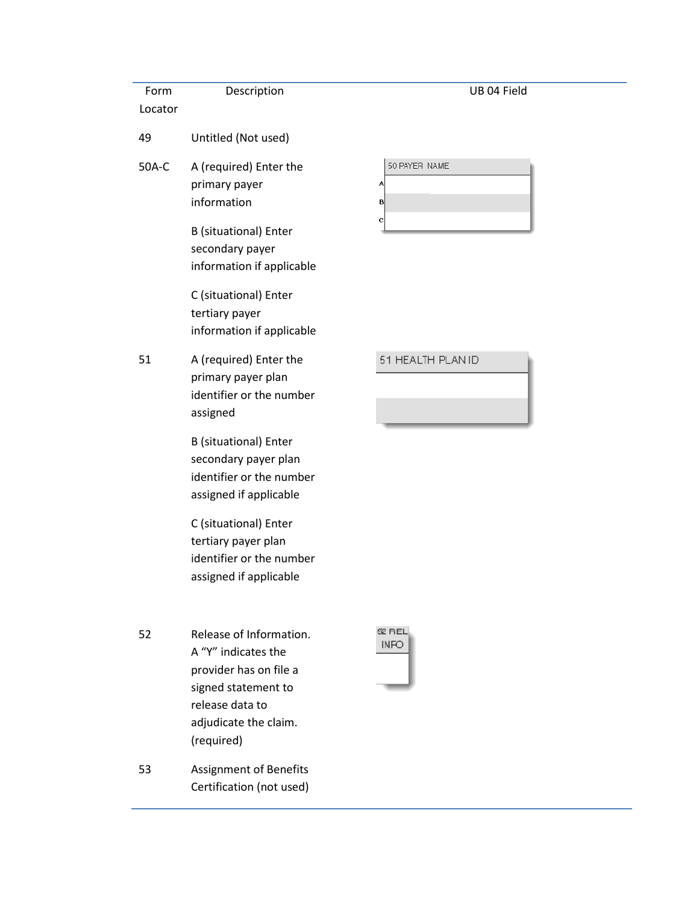| Form Locator | Description | UB 04 Field |
|---|---|---|
| 49 | Untitled (Not used) | |
| 50A-C | A (required) Enter the primary payer information<br><br>B (situational) Enter secondary payer information if applicable<br><br>C (situational) Enter tertiary payer information if applicable | 50 PAYER NAME<br>A<br>B<br>C |
| 51 | A (required) Enter the primary payer plan identifier or the number assigned<br><br>B (situational) Enter secondary payer plan identifier or the number assigned if applicable<br><br>C (situational) Enter tertiary payer plan identifier or the number assigned if applicable | 51 HEALTH PLAN ID |
| 52 | Release of Information. A "Y" indicates the provider has on file a signed statement to release data to adjudicate the claim. (required) | 52 REL INFO |
| 53 | Assignment of Benefits Certification (not used) | |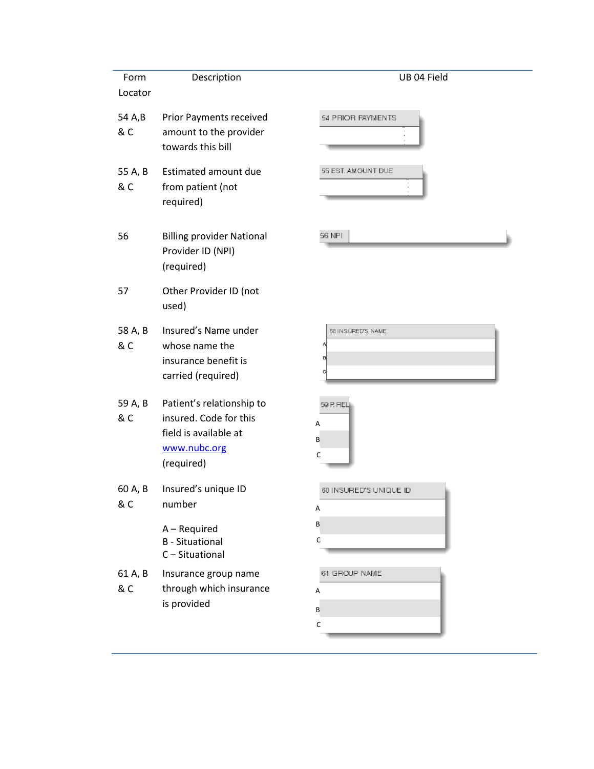| Form Locator | Description | UB 04 Field |
|---|---|---|
| 54 A,B & C | Prior Payments received amount to the provider towards this bill | 54 PRIOR PAYMENTS |
| 55 A, B & C | Estimated amount due from patient (not required) | 55 EST. AMOUNT DUE |
| 56 | Billing provider National Provider ID (NPI) (required) | 56 NPI |
| 57 | Other Provider ID (not used) | |
| 58 A, B & C | Insured's Name under whose name the insurance benefit is carried (required) | 58 INSURED'S NAME<br>A<br>B<br>C |
| 59 A, B & C | Patient's relationship to insured. Code for this field is available at [www.nubc.org](http://www.nubc.org) (required) | 59 P. REL<br>A<br>B<br>C |
| 60 A, B & C | Insured's unique ID number<br><br>A – Required<br>B - Situational<br>C – Situational | 60 INSURED'S UNIQUE ID<br>A<br>B<br>C |
| 61 A, B & C | Insurance group name through which insurance is provided | 61 GROUP NAME<br>A<br>B<br>C |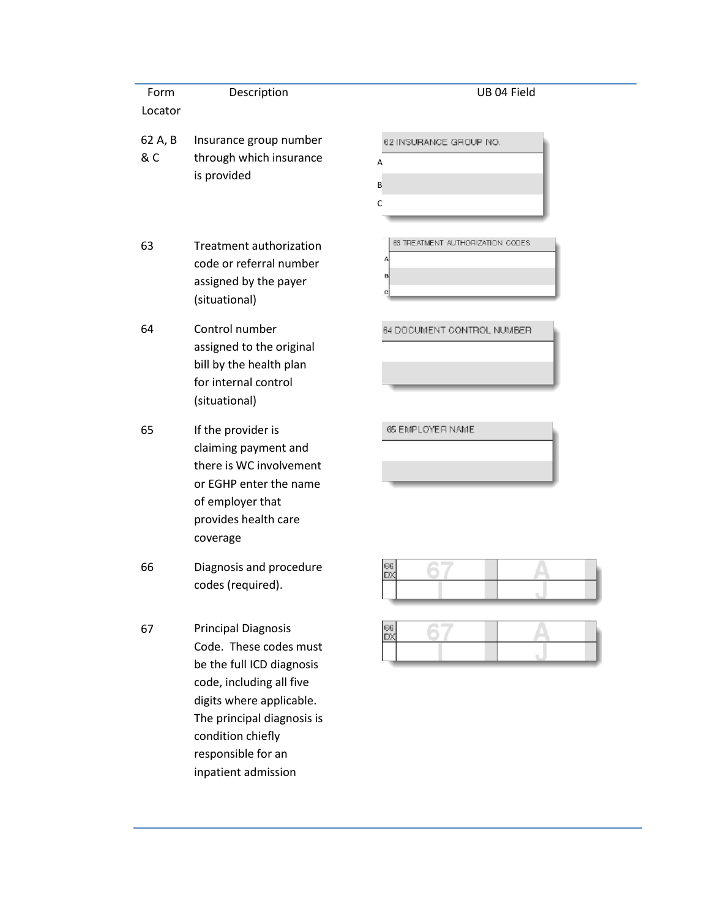| Form Locator | Description | UB 04 Field |
|---|---|---|
| 62 A, B & C | Insurance group number through which insurance is provided | 62 INSURANCE GROUP NO. A B C |
| 63 | Treatment authorization code or referral number assigned by the payer (situational) | 63 TREATMENT AUTHORIZATION CODES A B C |
| 64 | Control number assigned to the original bill by the health plan for internal control (situational) | 64 DOCUMENT CONTROL NUMBER |
| 65 | If the provider is claiming payment and there is WC involvement or EGHP enter the name of employer that provides health care coverage | 65 EMPLOYER NAME |
| 66 | Diagnosis and procedure codes (required). | 66 DX 67 A I J |
| 67 | Principal Diagnosis Code. These codes must be the full ICD diagnosis code, including all five digits where applicable. The principal diagnosis is condition chiefly responsible for an inpatient admission | 66 DX 67 A I J |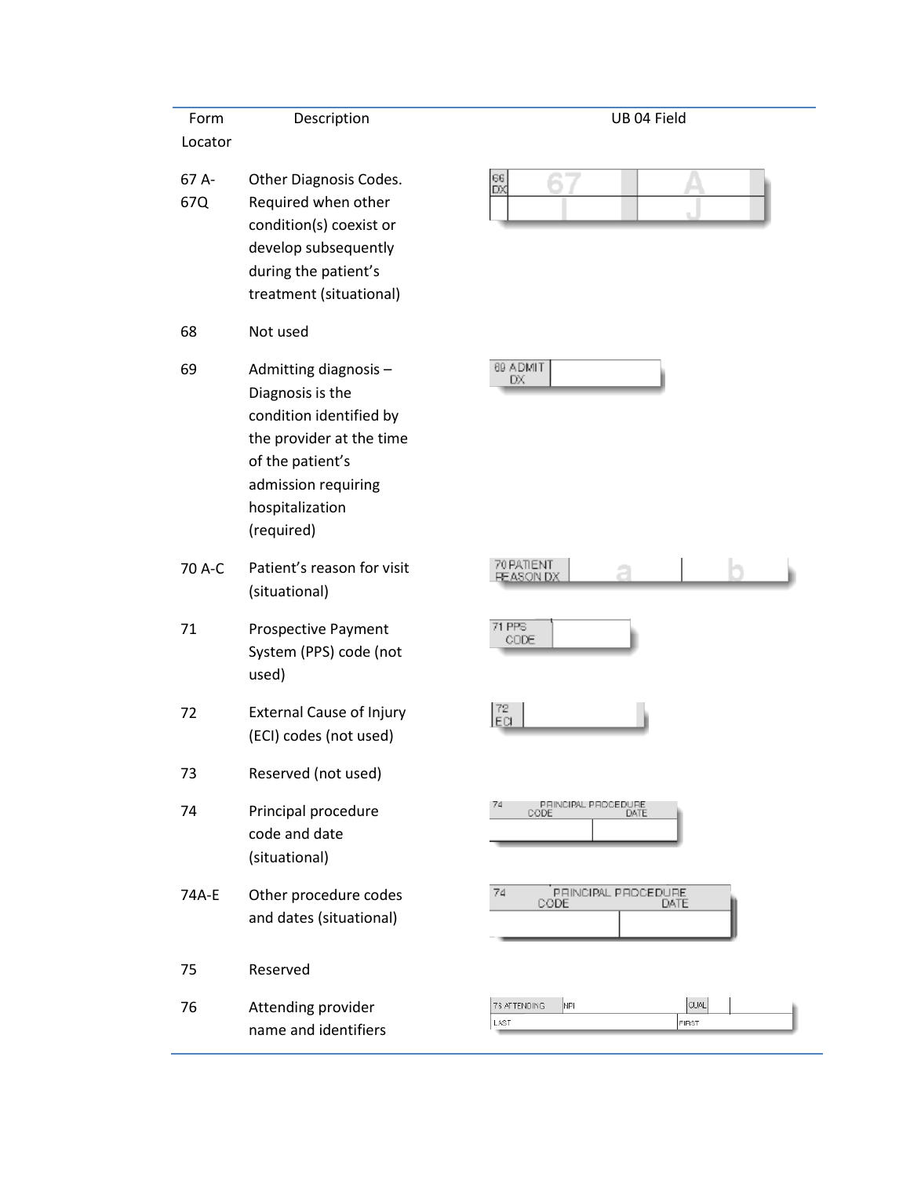| Form Locator | Description | UB 04 Field |
|---|---|---|
| 67 A-67Q | Other Diagnosis Codes. Required when other condition(s) coexist or develop subsequently during the patient's treatment (situational) | 66 DX 67 A I J |
| 68 | Not used | |
| 69 | Admitting diagnosis – Diagnosis is the condition identified by the provider at the time of the patient's admission requiring hospitalization (required) | 69 ADMIT DX |
| 70 A-C | Patient's reason for visit (situational) | 70 PATIENT REASON DX a b |
| 71 | Prospective Payment System (PPS) code (not used) | 71 PPS CODE |
| 72 | External Cause of Injury (ECI) codes (not used) | 72 ECI |
| 73 | Reserved (not used) | |
| 74 | Principal procedure code and date (situational) | 74 PRINCIPAL PROCEDURE CODE DATE |
| 74A-E | Other procedure codes and dates (situational) | 74 PRINCIPAL PROCEDURE CODE DATE |
| 75 | Reserved | |
| 76 | Attending provider name and identifiers | 76 ATTENDING NPI QUAL LAST FIRST |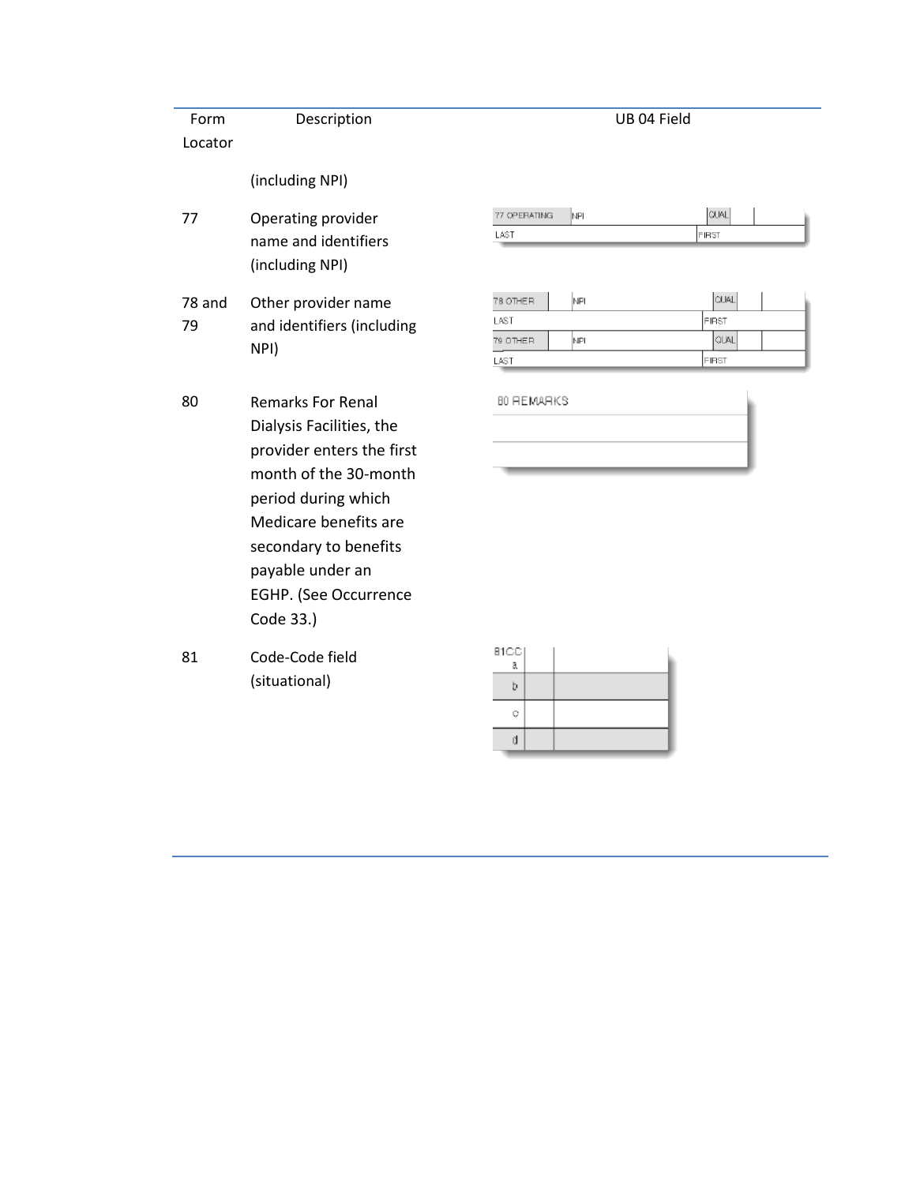| Form Locator | Description | UB 04 Field |
|---|---|---|
| | (including NPI) | |
| 77 | Operating provider name and identifiers (including NPI) | 77 OPERATING NPI QUAL LAST FIRST |
| 78 and 79 | Other provider name and identifiers (including NPI) | 78 OTHER NPI QUAL LAST FIRST 79 OTHER NPI QUAL LAST FIRST |
| 80 | Remarks For Renal Dialysis Facilities, the provider enters the first month of the 30-month period during which Medicare benefits are secondary to benefits payable under an EGHP. (See Occurrence Code 33.) | 80 REMARKS |
| 81 | Code-Code field (situational) | 81CC a b c d |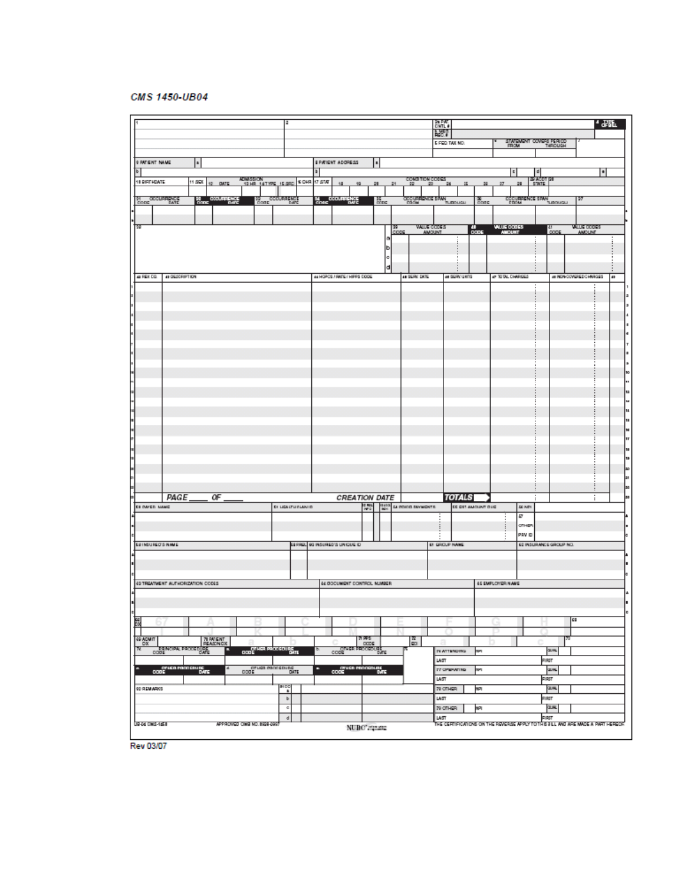*CMS 1450-UB04*

| | | | |
|---|---|---|---|
| 1 | 2 | 3a PAT. CNTL # | 4 TYPE OF BILL |
| | | b. MED. REC. # | |
| | | 5 FED. TAX NO. | 6 STATEMENT COVERS PERIOD FROM THROUGH | 7 |

8 PATIENT NAME a b

9 PATIENT ADDRESS a b c d e

10 BIRTHDATE | 11 SEX | ADMISSION 12 DATE 13 HR 14 TYPE 15 SRC | 16 DHR | 17 STAT | CONDITION CODES 18 19 20 21 22 23 24 25 26 27 28 | 29 ACDT STATE | 30

31 OCCURRENCE CODE DATE | 32 OCCURRENCE CODE DATE | 33 OCCURRENCE CODE DATE | 34 OCCURRENCE CODE DATE | 35 OCCURRENCE SPAN CODE FROM THROUGH | 36 OCCURRENCE SPAN CODE FROM THROUGH | 37

38 | 39 VALUE CODES CODE AMOUNT | 40 VALUE CODES CODE AMOUNT | 41 VALUE CODES CODE AMOUNT (a, b, c, d)

| 42 REV. CD. | 43 DESCRIPTION | 44 HCPCS / RATE / HIPPS CODE | 45 SERV. DATE | 46 SERV. UNITS | 47 TOTAL CHARGES | 48 NON-COVERED CHARGES | 49 |
|---|---|---|---|---|---|---|---|
| 1 | | | | | | | |
| 2 | | | | | | | |
| 3 | | | | | | | |
| 4 | | | | | | | |
| 5 | | | | | | | |
| 6 | | | | | | | |
| 7 | | | | | | | |
| 8 | | | | | | | |
| 9 | | | | | | | |
| 10 | | | | | | | |
| 11 | | | | | | | |
| 12 | | | | | | | |
| 13 | | | | | | | |
| 14 | | | | | | | |
| 15 | | | | | | | |
| 16 | | | | | | | |
| 17 | | | | | | | |
| 18 | | | | | | | |
| 19 | | | | | | | |
| 20 | | | | | | | |
| 21 | | | | | | | |
| 22 | | | | | | | |
| 23 | PAGE ____ OF ____ | CREATION DATE | | TOTALS | | | |

50 PAYER NAME | 51 HEALTH PLAN ID | 52 REL. INFO | 53 ASG. BEN. | 54 PRIOR PAYMENTS | 55 EST. AMOUNT DUE | 56 NPI | 57 OTHER PRV ID (A, B, C)

58 INSURED'S NAME | 59 P.REL | 60 INSURED'S UNIQUE ID | 61 GROUP NAME | 62 INSURANCE GROUP NO. (A, B, C)

63 TREATMENT AUTHORIZATION CODES | 64 DOCUMENT CONTROL NUMBER | 65 EMPLOYER NAME (A, B, C)

66 DX | 67 A B C D E F G H | I J K L M N O P Q | 68

69 ADMIT DX | 70 PATIENT REASON DX a b c | 71 PPS CODE | 72 ECI a b c | 73

74 PRINCIPAL PROCEDURE CODE DATE | a. OTHER PROCEDURE CODE DATE | b. OTHER PROCEDURE CODE DATE | 75 | 76 ATTENDING NPI QUAL LAST FIRST

c. OTHER PROCEDURE CODE DATE | d. OTHER PROCEDURE CODE DATE | e. OTHER PROCEDURE CODE DATE | 77 OPERATING NPI QUAL LAST FIRST

80 REMARKS | 81CC a b c d | 78 OTHER NPI QUAL LAST FIRST | 79 OTHER NPI QUAL LAST FIRST

UB-04 CMS-1450 APPROVED OMB NO. 0938-0997 NUBC National Uniform Billing Committee

THE CERTIFICATIONS ON THE REVERSE APPLY TO THIS BILL AND ARE MADE A PART HEREOF.

Rev 03/07